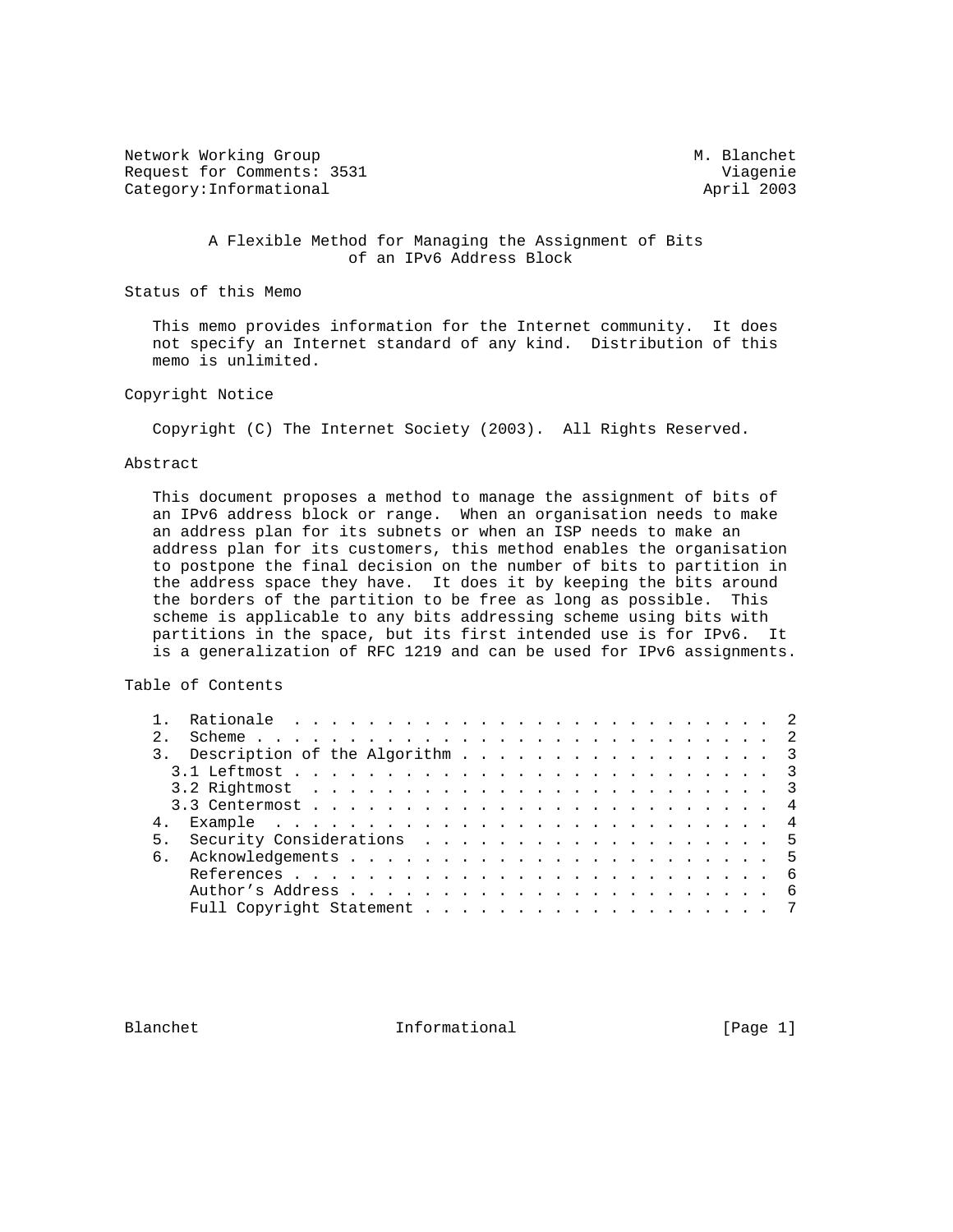Network Working Group M. Blanchet
Request for Comments: 3531 Viagenie
Category:Informational April 2003

# A Flexible Method for Managing the Assignment of Bits of an IPv6 Address Block

## Status of this Memo

This memo provides information for the Internet community. It does not specify an Internet standard of any kind. Distribution of this memo is unlimited.

## Copyright Notice

Copyright (C) The Internet Society (2003). All Rights Reserved.

## Abstract

This document proposes a method to manage the assignment of bits of an IPv6 address block or range. When an organisation needs to make an address plan for its subnets or when an ISP needs to make an address plan for its customers, this method enables the organisation to postpone the final decision on the number of bits to partition in the address space they have. It does it by keeping the bits around the borders of the partition to be free as long as possible. This scheme is applicable to any bits addressing scheme using bits with partitions in the space, but its first intended use is for IPv6. It is a generalization of RFC 1219 and can be used for IPv6 assignments.

## Table of Contents

```
   1.  Rationale . . . . . . . . . . . . . . . . . . . . . . . . . . .  2
   2.  Scheme . . . . . . . . . . . . . . . . . . . . . . . . . . . .  2
   3.  Description of the Algorithm . . . . . . . . . . . . . . . . .  3
     3.1 Leftmost . . . . . . . . . . . . . . . . . . . . . . . . . .  3
     3.2 Rightmost  . . . . . . . . . . . . . . . . . . . . . . . . .  3
     3.3 Centermost . . . . . . . . . . . . . . . . . . . . . . . . .  4
   4.  Example  . . . . . . . . . . . . . . . . . . . . . . . . . . .  4
   5.  Security Considerations  . . . . . . . . . . . . . . . . . . .  5
   6.  Acknowledgements . . . . . . . . . . . . . . . . . . . . . . .  5
       References . . . . . . . . . . . . . . . . . . . . . . . . . .  6
       Author's Address . . . . . . . . . . . . . . . . . . . . . . .  6
       Full Copyright Statement . . . . . . . . . . . . . . . . . . .  7
```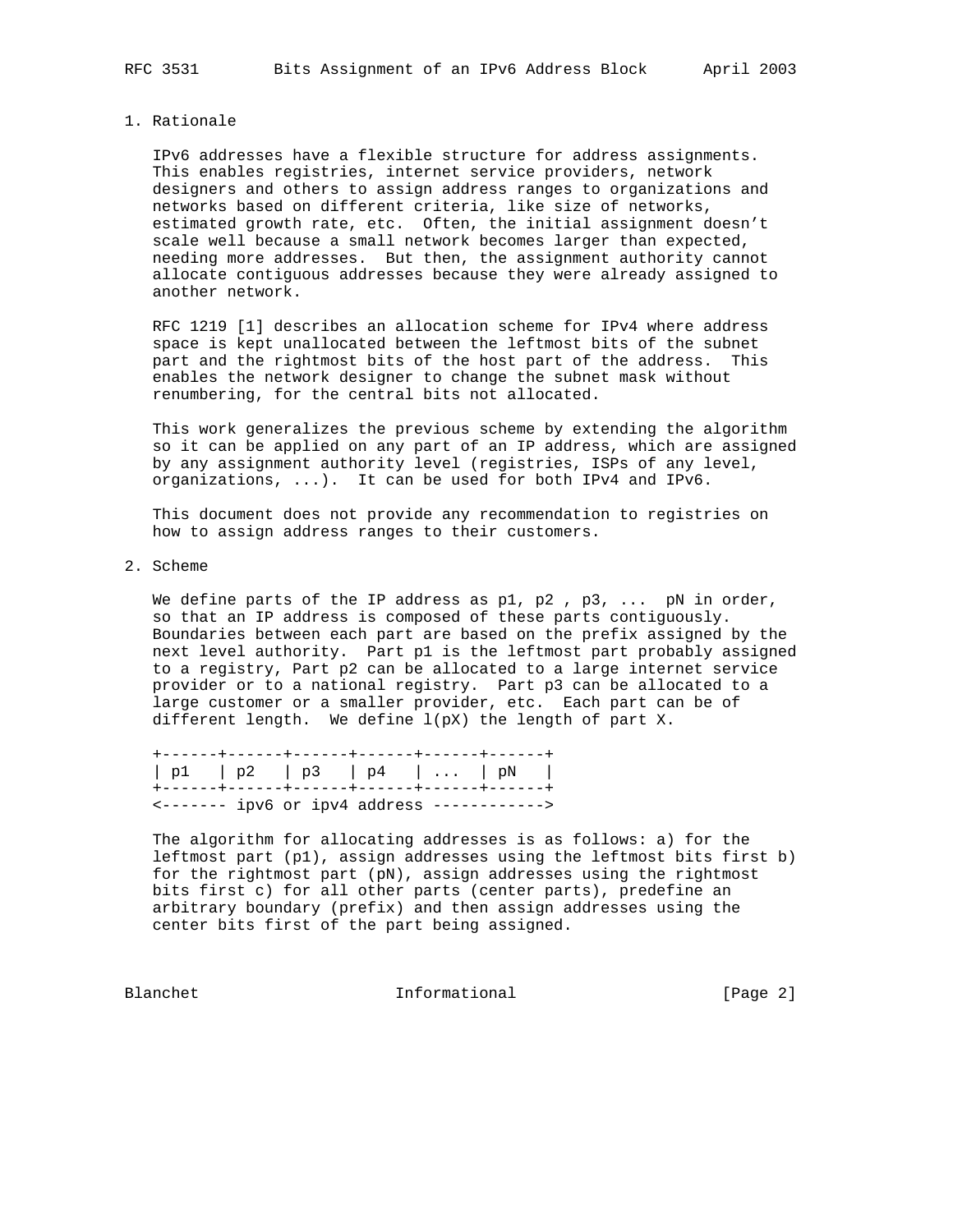## 1. Rationale

IPv6 addresses have a flexible structure for address assignments. This enables registries, internet service providers, network designers and others to assign address ranges to organizations and networks based on different criteria, like size of networks, estimated growth rate, etc. Often, the initial assignment doesn't scale well because a small network becomes larger than expected, needing more addresses. But then, the assignment authority cannot allocate contiguous addresses because they were already assigned to another network.

RFC 1219 [1] describes an allocation scheme for IPv4 where address space is kept unallocated between the leftmost bits of the subnet part and the rightmost bits of the host part of the address. This enables the network designer to change the subnet mask without renumbering, for the central bits not allocated.

This work generalizes the previous scheme by extending the algorithm so it can be applied on any part of an IP address, which are assigned by any assignment authority level (registries, ISPs of any level, organizations, ...). It can be used for both IPv4 and IPv6.

This document does not provide any recommendation to registries on how to assign address ranges to their customers.

## 2. Scheme

We define parts of the IP address as p1, p2 , p3, ... pN in order, so that an IP address is composed of these parts contiguously. Boundaries between each part are based on the prefix assigned by the next level authority. Part p1 is the leftmost part probably assigned to a registry, Part p2 can be allocated to a large internet service provider or to a national registry. Part p3 can be allocated to a large customer or a smaller provider, etc. Each part can be of different length. We define l(pX) the length of part X.

```
+------+------+------+------+------+------+
| p1   | p2   | p3   | p4   | ...  | pN   |
+------+------+------+------+------+------+
<------- ipv6 or ipv4 address ------------>
```

The algorithm for allocating addresses is as follows: a) for the leftmost part (p1), assign addresses using the leftmost bits first b) for the rightmost part (pN), assign addresses using the rightmost bits first c) for all other parts (center parts), predefine an arbitrary boundary (prefix) and then assign addresses using the center bits first of the part being assigned.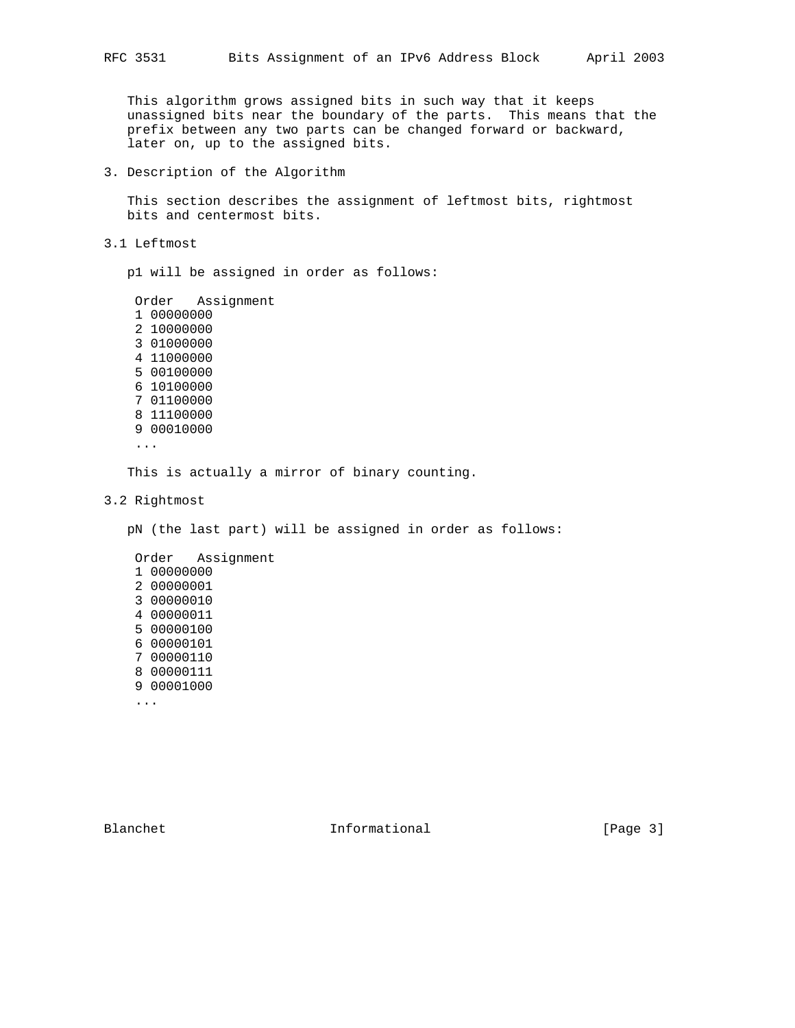This algorithm grows assigned bits in such way that it keeps unassigned bits near the boundary of the parts. This means that the prefix between any two parts can be changed forward or backward, later on, up to the assigned bits.

## 3. Description of the Algorithm

This section describes the assignment of leftmost bits, rightmost bits and centermost bits.

### 3.1 Leftmost

p1 will be assigned in order as follows:

```
Order   Assignment
1 00000000
2 10000000
3 01000000
4 11000000
5 00100000
6 10100000
7 01100000
8 11100000
9 00010000
...
```

This is actually a mirror of binary counting.

### 3.2 Rightmost

pN (the last part) will be assigned in order as follows:

```
Order   Assignment
1 00000000
2 00000001
3 00000010
4 00000011
5 00000100
6 00000101
7 00000110
8 00000111
9 00001000
...
```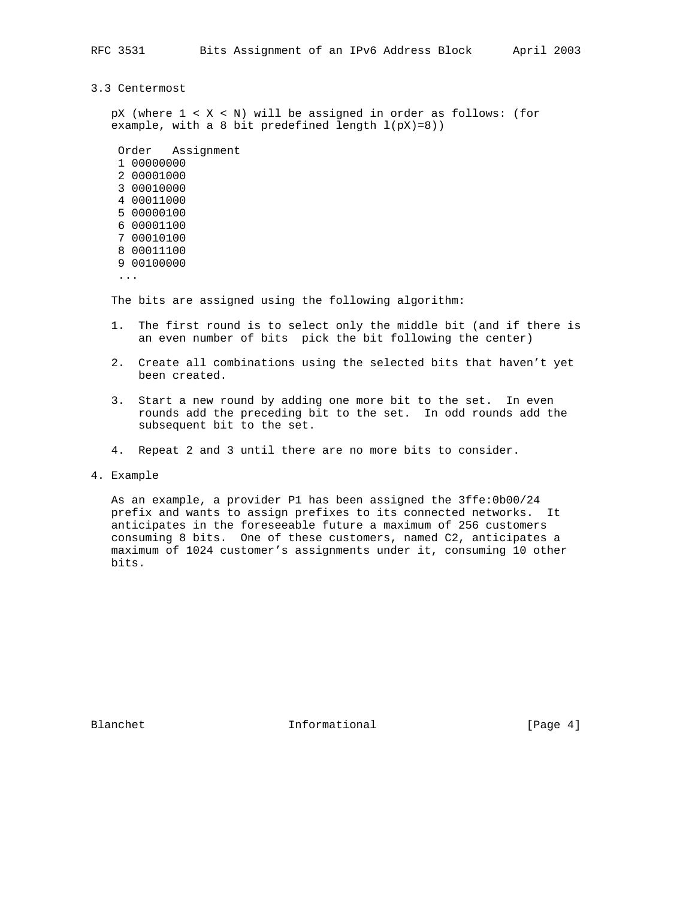### 3.3 Centermost

pX (where 1 < X < N) will be assigned in order as follows: (for example, with a 8 bit predefined length l(pX)=8))

```
 Order   Assignment
 1 00000000
 2 00001000
 3 00010000
 4 00011000
 5 00000100
 6 00001100
 7 00010100
 8 00011100
 9 00100000
 ...
```

The bits are assigned using the following algorithm:

1. The first round is to select only the middle bit (and if there is an even number of bits pick the bit following the center)

2. Create all combinations using the selected bits that haven't yet been created.

3. Start a new round by adding one more bit to the set. In even rounds add the preceding bit to the set. In odd rounds add the subsequent bit to the set.

4. Repeat 2 and 3 until there are no more bits to consider.

## 4. Example

As an example, a provider P1 has been assigned the 3ffe:0b00/24 prefix and wants to assign prefixes to its connected networks. It anticipates in the foreseeable future a maximum of 256 customers consuming 8 bits. One of these customers, named C2, anticipates a maximum of 1024 customer's assignments under it, consuming 10 other bits.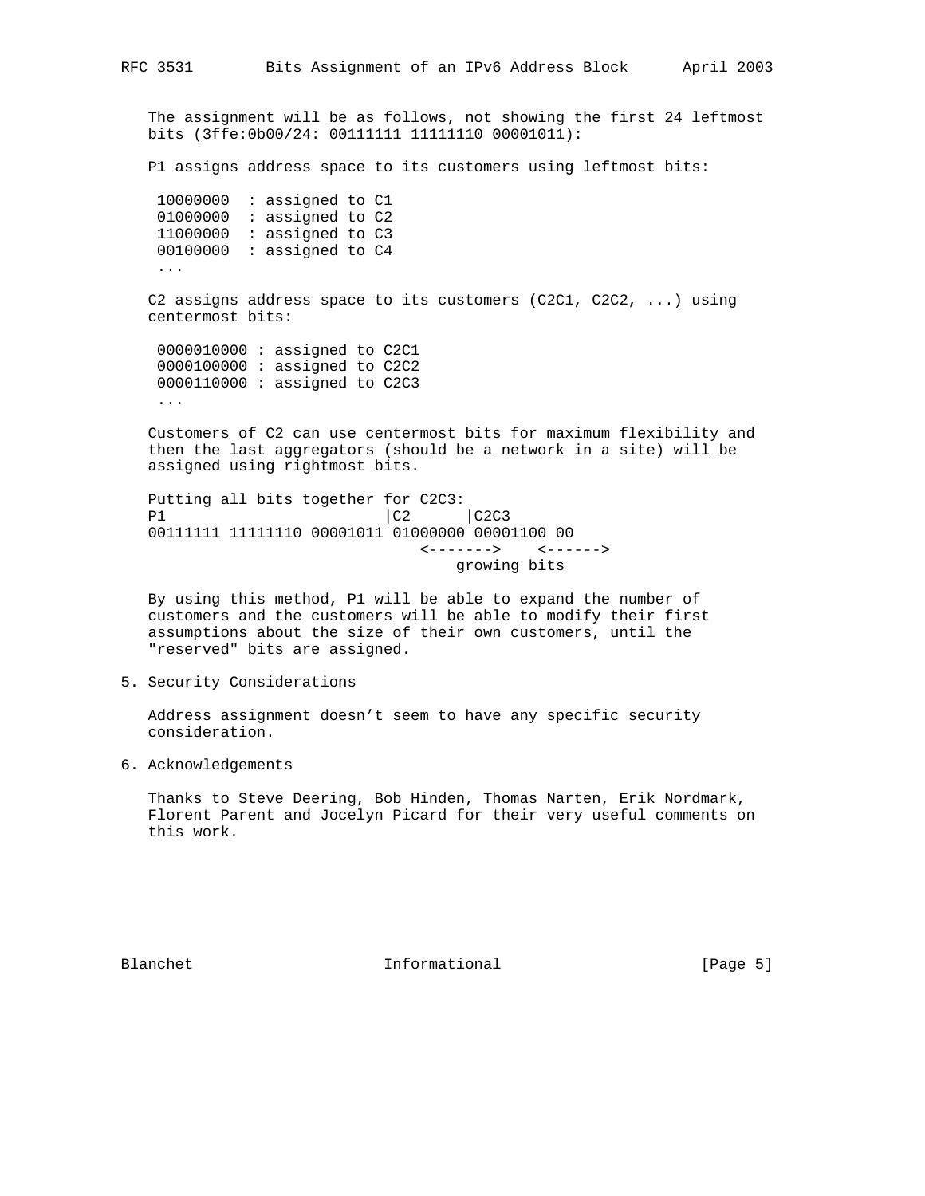The assignment will be as follows, not showing the first 24 leftmost bits (3ffe:0b00/24: 00111111 11111110 00001011):

P1 assigns address space to its customers using leftmost bits:

```
 10000000  : assigned to C1
 01000000  : assigned to C2
 11000000  : assigned to C3
 00100000  : assigned to C4
 ...
```

C2 assigns address space to its customers (C2C1, C2C2, ...) using centermost bits:

```
 0000010000 : assigned to C2C1
 0000100000 : assigned to C2C2
 0000110000 : assigned to C2C3
 ...
```

Customers of C2 can use centermost bits for maximum flexibility and then the last aggregators (should be a network in a site) will be assigned using rightmost bits.

Putting all bits together for C2C3:

```
P1                        |C2      |C2C3
00111111 11111110 00001011 01000000 00001100 00
                              <------->    <------>
                                  growing bits
```

By using this method, P1 will be able to expand the number of customers and the customers will be able to modify their first assumptions about the size of their own customers, until the "reserved" bits are assigned.

## 5. Security Considerations

Address assignment doesn't seem to have any specific security consideration.

## 6. Acknowledgements

Thanks to Steve Deering, Bob Hinden, Thomas Narten, Erik Nordmark, Florent Parent and Jocelyn Picard for their very useful comments on this work.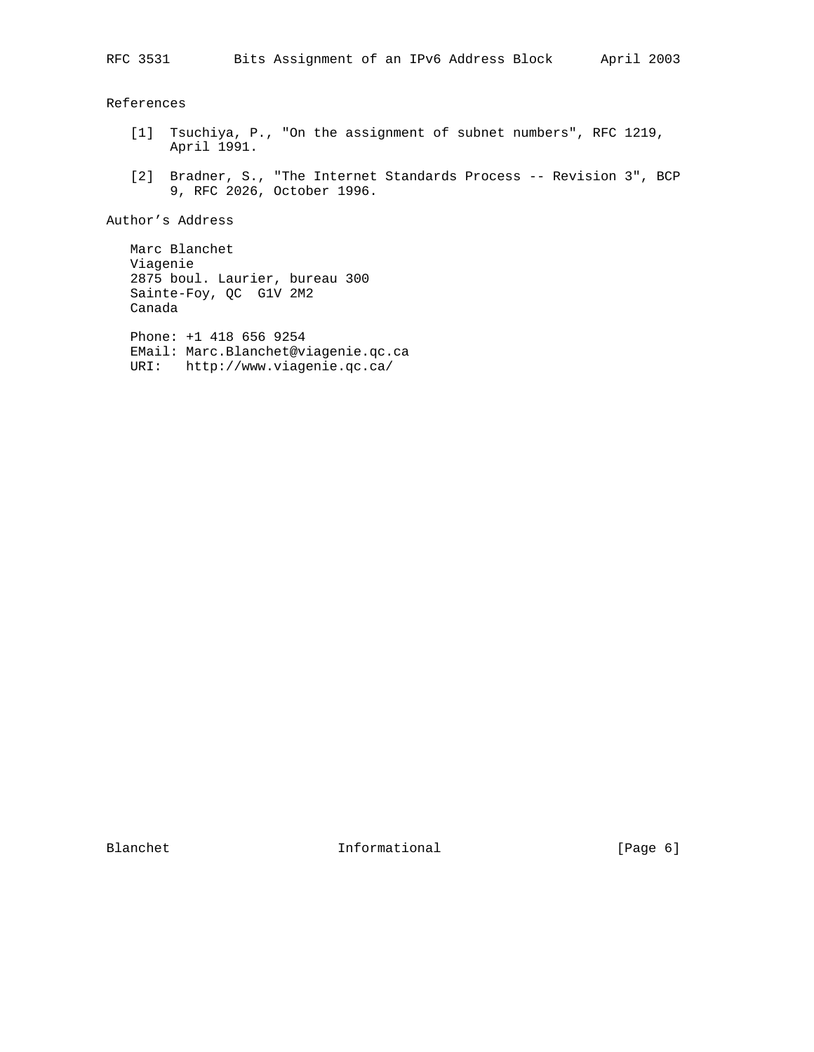## References

[1] Tsuchiya, P., "On the assignment of subnet numbers", RFC 1219, April 1991.

[2] Bradner, S., "The Internet Standards Process -- Revision 3", BCP 9, RFC 2026, October 1996.

## Author's Address

Marc Blanchet
Viagenie
2875 boul. Laurier, bureau 300
Sainte-Foy, QC  G1V 2M2
Canada

Phone: +1 418 656 9254
EMail: Marc.Blanchet@viagenie.qc.ca
URI:   http://www.viagenie.qc.ca/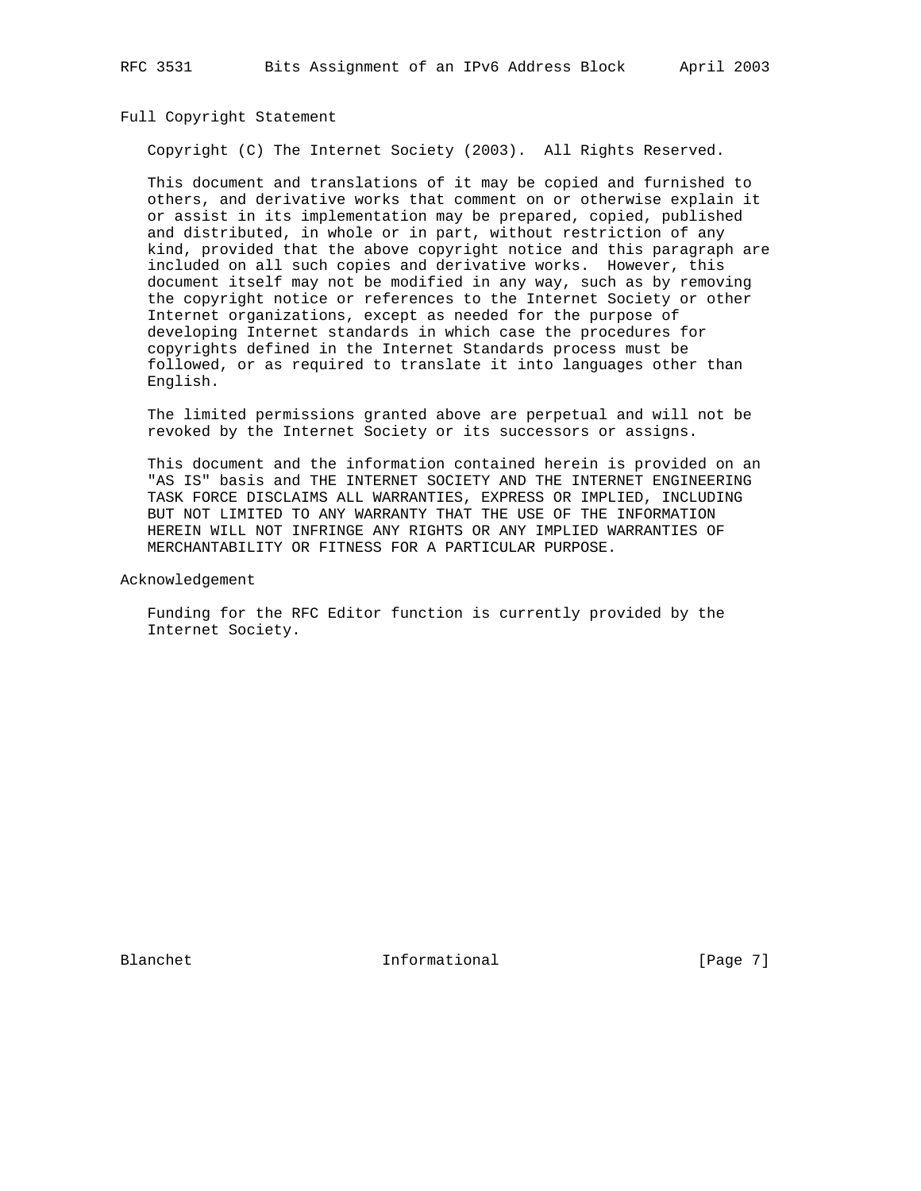## Full Copyright Statement

Copyright (C) The Internet Society (2003). All Rights Reserved.

This document and translations of it may be copied and furnished to others, and derivative works that comment on or otherwise explain it or assist in its implementation may be prepared, copied, published and distributed, in whole or in part, without restriction of any kind, provided that the above copyright notice and this paragraph are included on all such copies and derivative works. However, this document itself may not be modified in any way, such as by removing the copyright notice or references to the Internet Society or other Internet organizations, except as needed for the purpose of developing Internet standards in which case the procedures for copyrights defined in the Internet Standards process must be followed, or as required to translate it into languages other than English.

The limited permissions granted above are perpetual and will not be revoked by the Internet Society or its successors or assigns.

This document and the information contained herein is provided on an "AS IS" basis and THE INTERNET SOCIETY AND THE INTERNET ENGINEERING TASK FORCE DISCLAIMS ALL WARRANTIES, EXPRESS OR IMPLIED, INCLUDING BUT NOT LIMITED TO ANY WARRANTY THAT THE USE OF THE INFORMATION HEREIN WILL NOT INFRINGE ANY RIGHTS OR ANY IMPLIED WARRANTIES OF MERCHANTABILITY OR FITNESS FOR A PARTICULAR PURPOSE.

## Acknowledgement

Funding for the RFC Editor function is currently provided by the Internet Society.